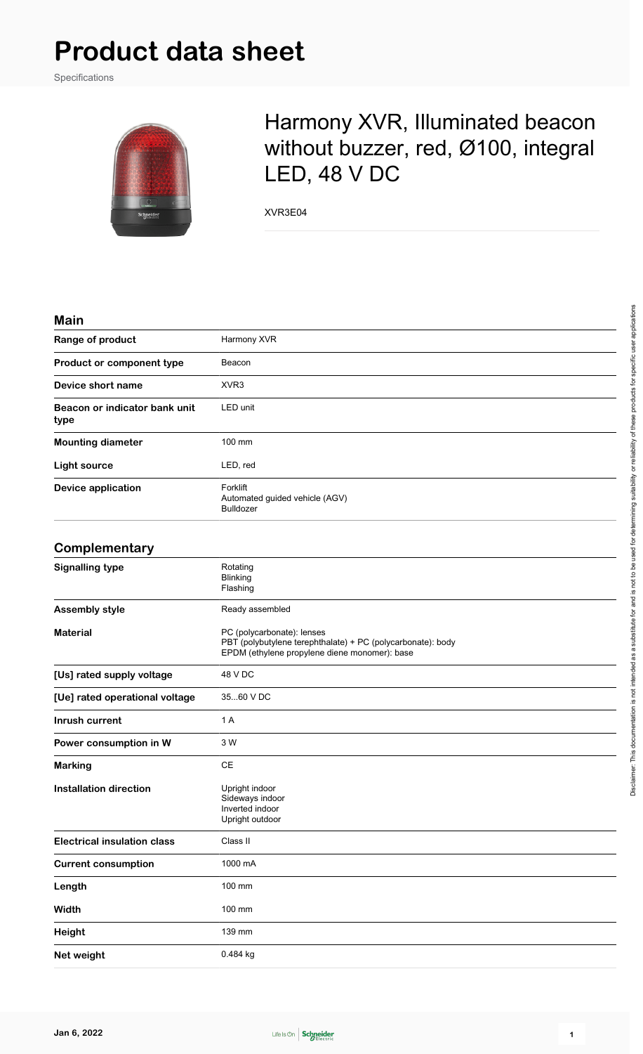# Product data sheet

Specifications

## Harmony XVR, Illuminated beacon without buzzer, red, Ø100, integral LED, 48 V DC

XVR3E04

### Main

| | |
|---|---|
| **Range of product** | Harmony XVR |
| **Product or component type** | Beacon |
| **Device short name** | XVR3 |
| **Beacon or indicator bank unit type** | LED unit |
| **Mounting diameter** | 100 mm |
| **Light source** | LED, red |
| **Device application** | Forklift<br>Automated guided vehicle (AGV)<br>Bulldozer |

### Complementary

| | |
|---|---|
| **Signalling type** | Rotating<br>Blinking<br>Flashing |
| **Assembly style** | Ready assembled |
| **Material** | PC (polycarbonate): lenses<br>PBT (polybutylene terephthalate) + PC (polycarbonate): body<br>EPDM (ethylene propylene diene monomer): base |
| **[Us] rated supply voltage** | 48 V DC |
| **[Ue] rated operational voltage** | 35...60 V DC |
| **Inrush current** | 1 A |
| **Power consumption in W** | 3 W |
| **Marking** | CE |
| **Installation direction** | Upright indoor<br>Sideways indoor<br>Inverted indoor<br>Upright outdoor |
| **Electrical insulation class** | Class II |
| **Current consumption** | 1000 mA |
| **Length** | 100 mm |
| **Width** | 100 mm |
| **Height** | 139 mm |
| **Net weight** | 0.484 kg |

Disclaimer: This documentation is not intended as a substitute for and is not to be used for determining suitability or reliability of these products for specific user applications

Jan 6, 2022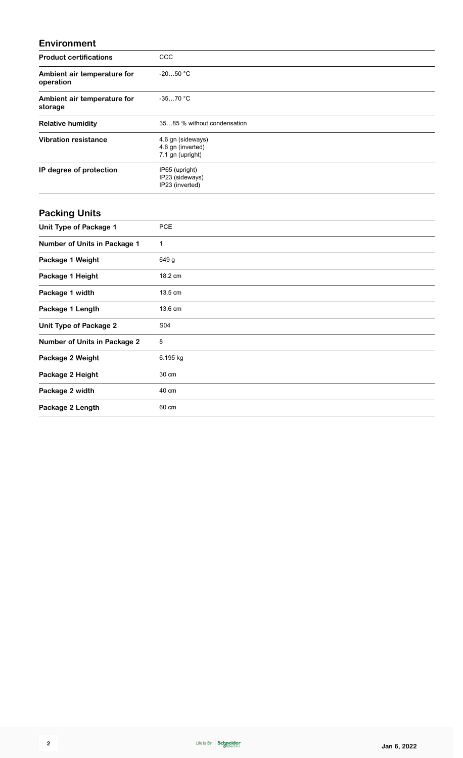## Environment

| | |
|---|---|
| **Product certifications** | CCC |
| **Ambient air temperature for operation** | -20…50 °C |
| **Ambient air temperature for storage** | -35…70 °C |
| **Relative humidity** | 35…85 % without condensation |
| **Vibration resistance** | 4.6 gn (sideways)<br>4.6 gn (inverted)<br>7.1 gn (upright) |
| **IP degree of protection** | IP65 (upright)<br>IP23 (sideways)<br>IP23 (inverted) |

## Packing Units

| | |
|---|---|
| **Unit Type of Package 1** | PCE |
| **Number of Units in Package 1** | 1 |
| **Package 1 Weight** | 649 g |
| **Package 1 Height** | 18.2 cm |
| **Package 1 width** | 13.5 cm |
| **Package 1 Length** | 13.6 cm |
| **Unit Type of Package 2** | S04 |
| **Number of Units in Package 2** | 8 |
| **Package 2 Weight** | 6.195 kg |
| **Package 2 Height** | 30 cm |
| **Package 2 width** | 40 cm |
| **Package 2 Length** | 60 cm |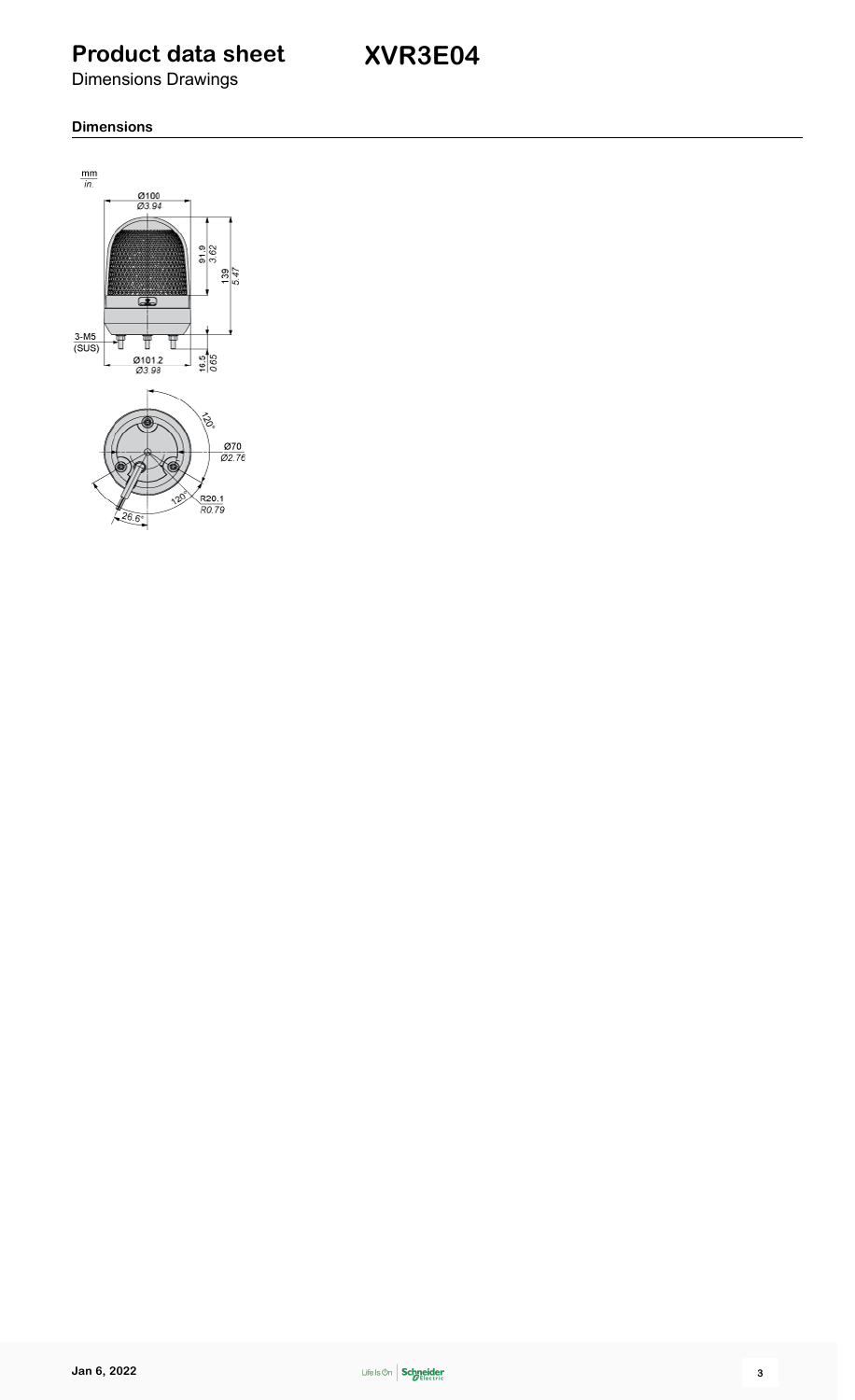# Product data sheet

# XVR3E04

Dimensions Drawings

## Dimensions

mm
in.

Ø100
Ø3.94

91.9
3.62

139
5.47

3-M5
(SUS)

Ø101.2
Ø3.98

16.5
0.65

120°

Ø70
Ø2.76

120°

R20.1
R0.79

26.6°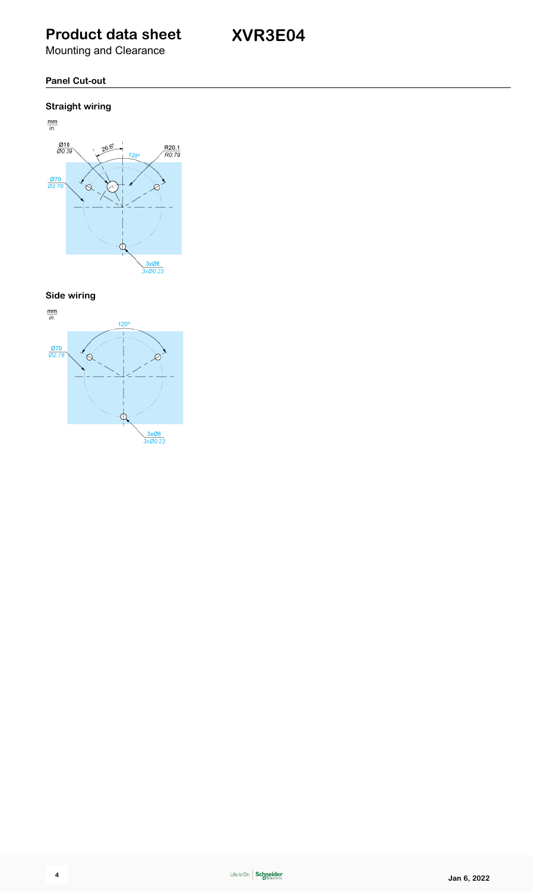# Product data sheet

Mounting and Clearance

## XVR3E04

### Panel Cut-out

#### Straight wiring

mm / in.

Ø10 / Ø0.39

26.6°

120°

R20.1 / R0.79

Ø70 / Ø2.76

3xØ6 / 3xØ0.23

#### Side wiring

mm / in.

120°

Ø70 / Ø2.76

3xØ6 / 3xØ0.23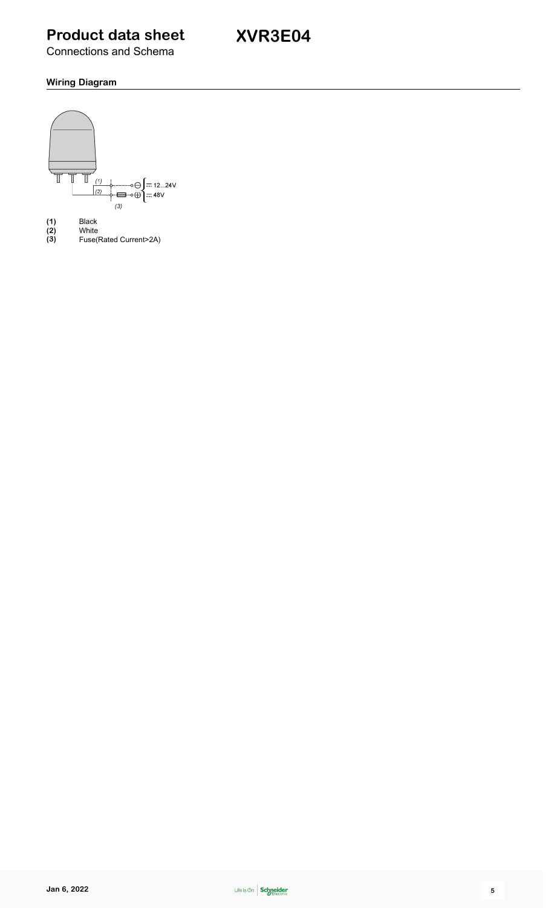# Product data sheet XVR3E04

Connections and Schema

### Wiring Diagram

(1)
(2)
⊖ ⎓ 12...24V
⊕ ⎓ 48V
(3)

**(1)** Black
**(2)** White
**(3)** Fuse(Rated Current>2A)